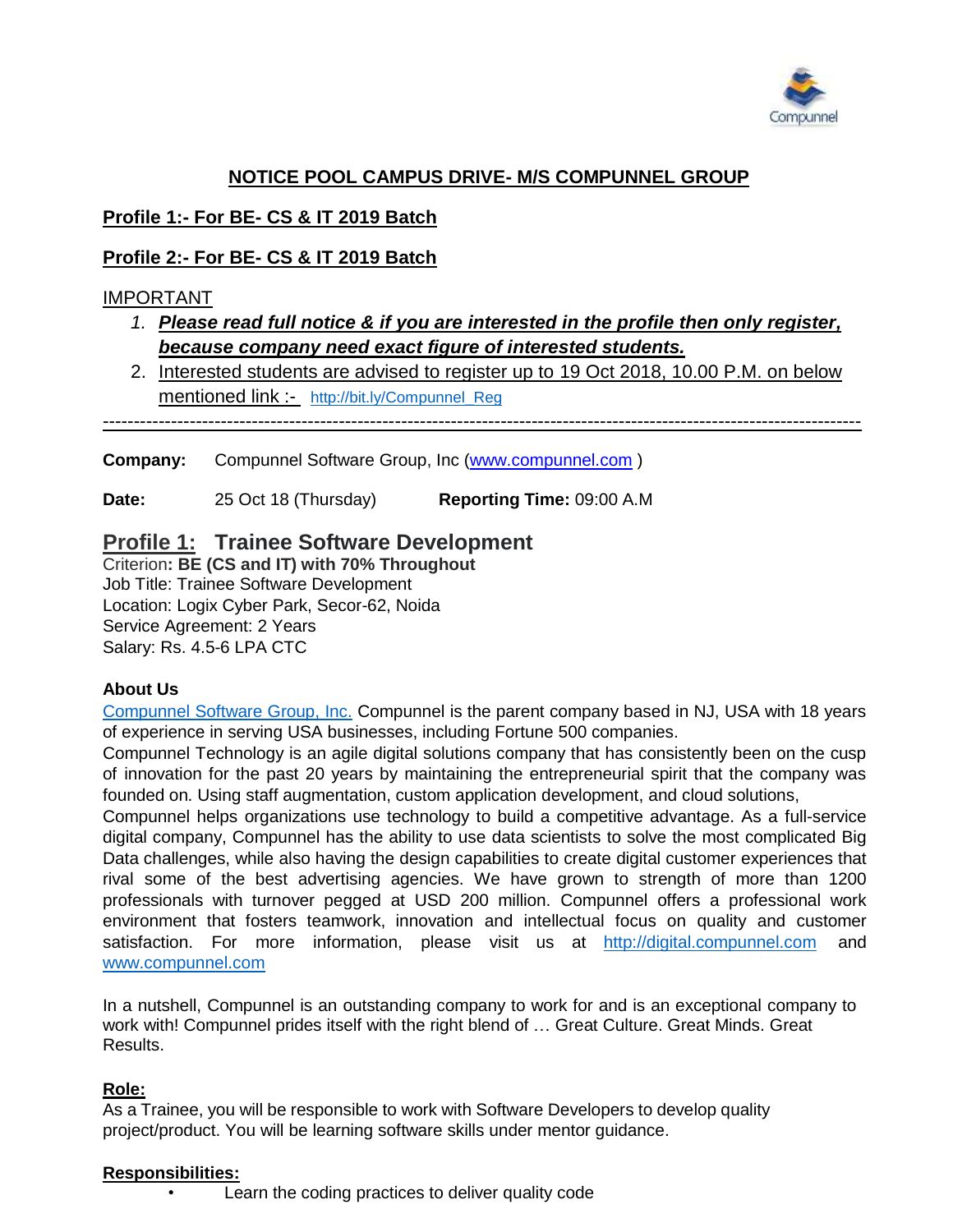## NOTICE POOL CAMPUS DRIVE- M/S COMPUNNEL GROUP

**Profile 1:- For BE- CS & IT 2019 Batch**

**Profile 2:- For BE- CS & IT 2019 Batch**

IMPORTANT

1. ***Please read full notice & if you are interested in the profile then only register, because company need exact figure of interested students.***
2. Interested students are advised to register up to 19 Oct 2018, 10.00 P.M. on below mentioned link :- http://bit.ly/Compunnel_Reg

---

**Company:** Compunnel Software Group, Inc (www.compunnel.com )

**Date:** 25 Oct 18 (Thursday) **Reporting Time:** 09:00 A.M

## Profile 1: Trainee Software Development

Criterion**: BE (CS and IT) with 70% Throughout**
Job Title: Trainee Software Development
Location: Logix Cyber Park, Secor-62, Noida
Service Agreement: 2 Years
Salary: Rs. 4.5-6 LPA CTC

**About Us**

Compunnel Software Group, Inc. Compunnel is the parent company based in NJ, USA with 18 years of experience in serving USA businesses, including Fortune 500 companies.
Compunnel Technology is an agile digital solutions company that has consistently been on the cusp of innovation for the past 20 years by maintaining the entrepreneurial spirit that the company was founded on. Using staff augmentation, custom application development, and cloud solutions,
Compunnel helps organizations use technology to build a competitive advantage. As a full-service digital company, Compunnel has the ability to use data scientists to solve the most complicated Big Data challenges, while also having the design capabilities to create digital customer experiences that rival some of the best advertising agencies. We have grown to strength of more than 1200 professionals with turnover pegged at USD 200 million. Compunnel offers a professional work environment that fosters teamwork, innovation and intellectual focus on quality and customer satisfaction. For more information, please visit us at http://digital.compunnel.com and www.compunnel.com

In a nutshell, Compunnel is an outstanding company to work for and is an exceptional company to work with! Compunnel prides itself with the right blend of … Great Culture. Great Minds. Great Results.

**Role:**

As a Trainee, you will be responsible to work with Software Developers to develop quality project/product. You will be learning software skills under mentor guidance.

**Responsibilities:**

- Learn the coding practices to deliver quality code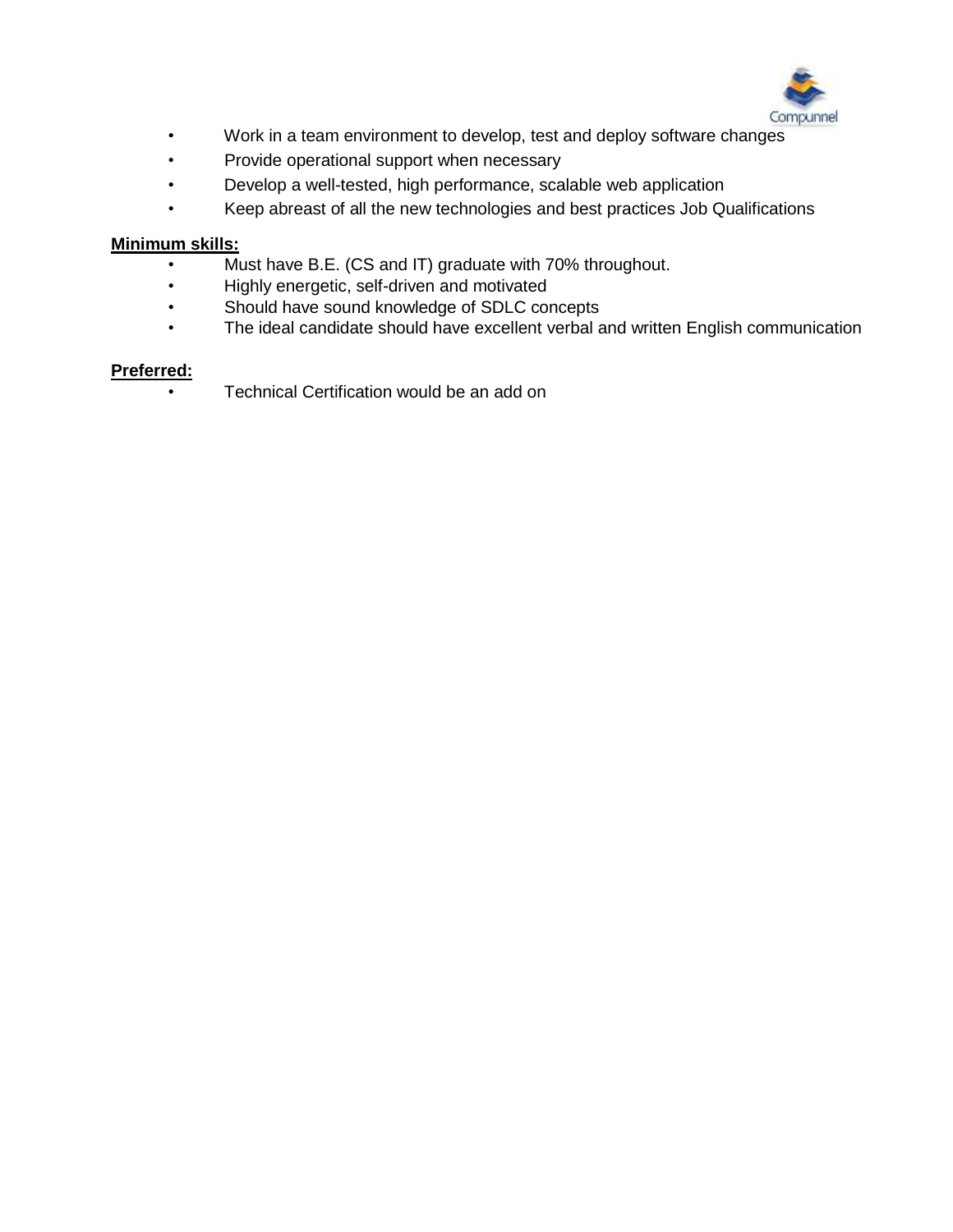- Work in a team environment to develop, test and deploy software changes
- Provide operational support when necessary
- Develop a well-tested, high performance, scalable web application
- Keep abreast of all the new technologies and best practices Job Qualifications

**Minimum skills:**

- Must have B.E. (CS and IT) graduate with 70% throughout.
- Highly energetic, self-driven and motivated
- Should have sound knowledge of SDLC concepts
- The ideal candidate should have excellent verbal and written English communication

**Preferred:**

- Technical Certification would be an add on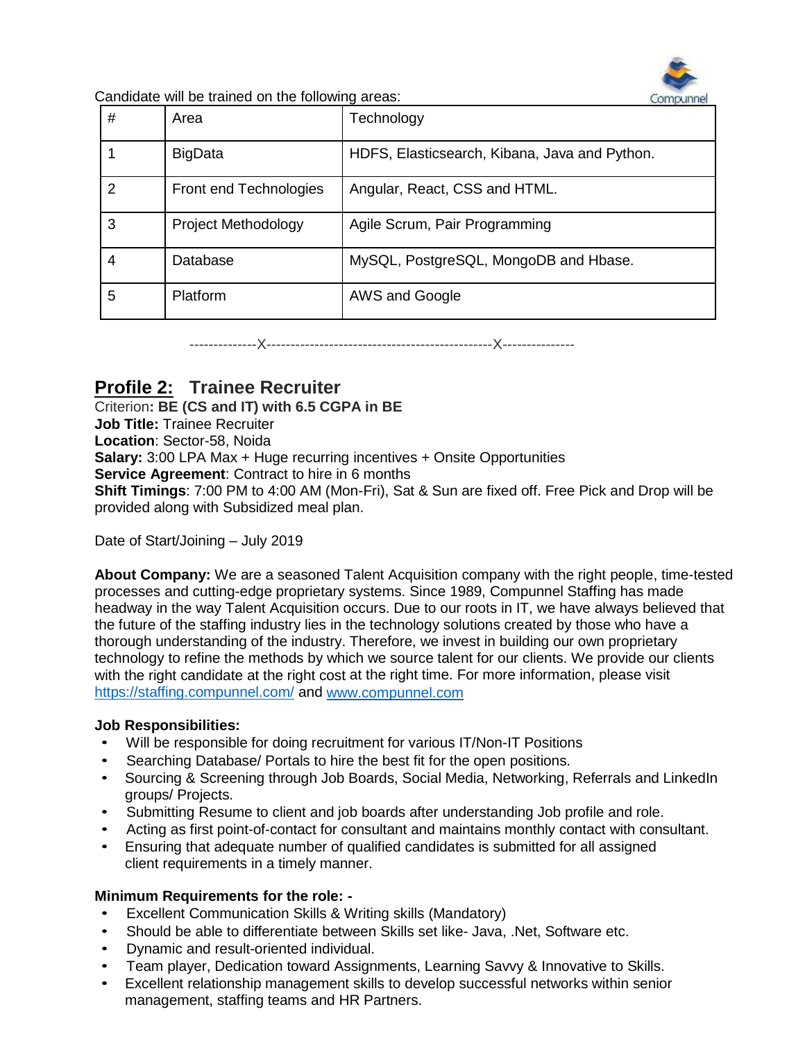Candidate will be trained on the following areas:

| # | Area | Technology |
|---|---|---|
| 1 | BigData | HDFS, Elasticsearch, Kibana, Java and Python. |
| 2 | Front end Technologies | Angular, React, CSS and HTML. |
| 3 | Project Methodology | Agile Scrum, Pair Programming |
| 4 | Database | MySQL, PostgreSQL, MongoDB and Hbase. |
| 5 | Platform | AWS and Google |

--------------X-----------------------------------------------X---------------

## Profile 2: Trainee Recruiter

Criterion**: BE (CS and IT) with 6.5 CGPA in BE**

**Job Title:** Trainee Recruiter

**Location**: Sector-58, Noida

**Salary:** 3:00 LPA Max + Huge recurring incentives + Onsite Opportunities

**Service Agreement**: Contract to hire in 6 months

**Shift Timings**: 7:00 PM to 4:00 AM (Mon-Fri), Sat & Sun are fixed off. Free Pick and Drop will be provided along with Subsidized meal plan.

Date of Start/Joining – July 2019

**About Company:** We are a seasoned Talent Acquisition company with the right people, time-tested processes and cutting-edge proprietary systems. Since 1989, Compunnel Staffing has made headway in the way Talent Acquisition occurs. Due to our roots in IT, we have always believed that the future of the staffing industry lies in the technology solutions created by those who have a thorough understanding of the industry. Therefore, we invest in building our own proprietary technology to refine the methods by which we source talent for our clients. We provide our clients with the right candidate at the right cost at the right time. For more information, please visit https://staffing.compunnel.com/ and www.compunnel.com

**Job Responsibilities:**

- Will be responsible for doing recruitment for various IT/Non-IT Positions
- Searching Database/ Portals to hire the best fit for the open positions.
- Sourcing & Screening through Job Boards, Social Media, Networking, Referrals and LinkedIn groups/ Projects.
- Submitting Resume to client and job boards after understanding Job profile and role.
- Acting as first point-of-contact for consultant and maintains monthly contact with consultant.
- Ensuring that adequate number of qualified candidates is submitted for all assigned client requirements in a timely manner.

**Minimum Requirements for the role: -**

- Excellent Communication Skills & Writing skills (Mandatory)
- Should be able to differentiate between Skills set like- Java, .Net, Software etc.
- Dynamic and result-oriented individual.
- Team player, Dedication toward Assignments, Learning Savvy & Innovative to Skills.
- Excellent relationship management skills to develop successful networks within senior management, staffing teams and HR Partners.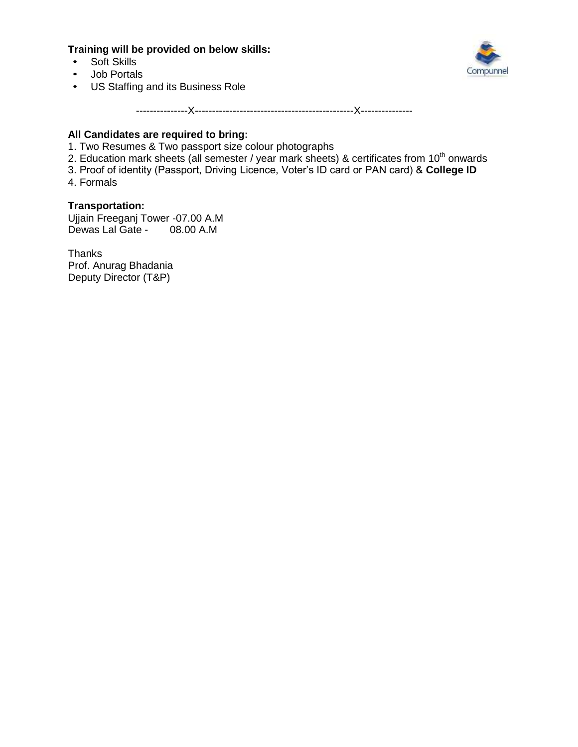**Training will be provided on below skills:**

- Soft Skills
- Job Portals
- US Staffing and its Business Role

---------------X----------------------------------------------X---------------

**All Candidates are required to bring:**

1. Two Resumes & Two passport size colour photographs
2. Education mark sheets (all semester / year mark sheets) & certificates from 10th onwards
3. Proof of identity (Passport, Driving Licence, Voter's ID card or PAN card) & **College ID**
4. Formals

**Transportation:**

Ujjain Freeganj Tower -07.00 A.M
Dewas Lal Gate - 08.00 A.M

Thanks
Prof. Anurag Bhadania
Deputy Director (T&P)